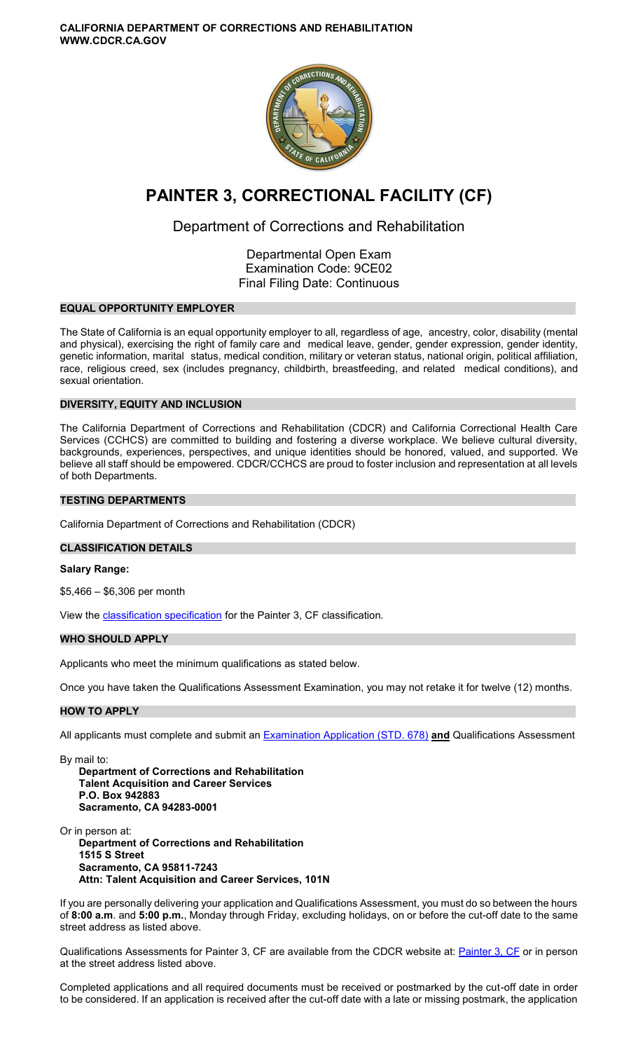**CALIFORNIA DEPARTMENT OF CORRECTIONS AND REHABILITATION**
**WWW.CDCR.CA.GOV**

# PAINTER 3, CORRECTIONAL FACILITY (CF)

## Department of Corrections and Rehabilitation

Departmental Open Exam
Examination Code: 9CE02
Final Filing Date: Continuous

### EQUAL OPPORTUNITY EMPLOYER

The State of California is an equal opportunity employer to all, regardless of age, ancestry, color, disability (mental and physical), exercising the right of family care and medical leave, gender, gender expression, gender identity, genetic information, marital status, medical condition, military or veteran status, national origin, political affiliation, race, religious creed, sex (includes pregnancy, childbirth, breastfeeding, and related medical conditions), and sexual orientation.

### DIVERSITY, EQUITY AND INCLUSION

The California Department of Corrections and Rehabilitation (CDCR) and California Correctional Health Care Services (CCHCS) are committed to building and fostering a diverse workplace. We believe cultural diversity, backgrounds, experiences, perspectives, and unique identities should be honored, valued, and supported. We believe all staff should be empowered. CDCR/CCHCS are proud to foster inclusion and representation at all levels of both Departments.

### TESTING DEPARTMENTS

California Department of Corrections and Rehabilitation (CDCR)

### CLASSIFICATION DETAILS

**Salary Range:**

$5,466 – $6,306 per month

View the classification specification for the Painter 3, CF classification.

### WHO SHOULD APPLY

Applicants who meet the minimum qualifications as stated below.

Once you have taken the Qualifications Assessment Examination, you may not retake it for twelve (12) months.

### HOW TO APPLY

All applicants must complete and submit an Examination Application (STD. 678) **and** Qualifications Assessment

By mail to:
**Department of Corrections and Rehabilitation**
**Talent Acquisition and Career Services**
**P.O. Box 942883**
**Sacramento, CA 94283-0001**

Or in person at:
**Department of Corrections and Rehabilitation**
**1515 S Street**
**Sacramento, CA 95811-7243**
**Attn: Talent Acquisition and Career Services, 101N**

If you are personally delivering your application and Qualifications Assessment, you must do so between the hours of **8:00 a.m**. and **5:00 p.m.**, Monday through Friday, excluding holidays, on or before the cut-off date to the same street address as listed above.

Qualifications Assessments for Painter 3, CF are available from the CDCR website at: Painter 3, CF or in person at the street address listed above.

Completed applications and all required documents must be received or postmarked by the cut-off date in order to be considered. If an application is received after the cut-off date with a late or missing postmark, the application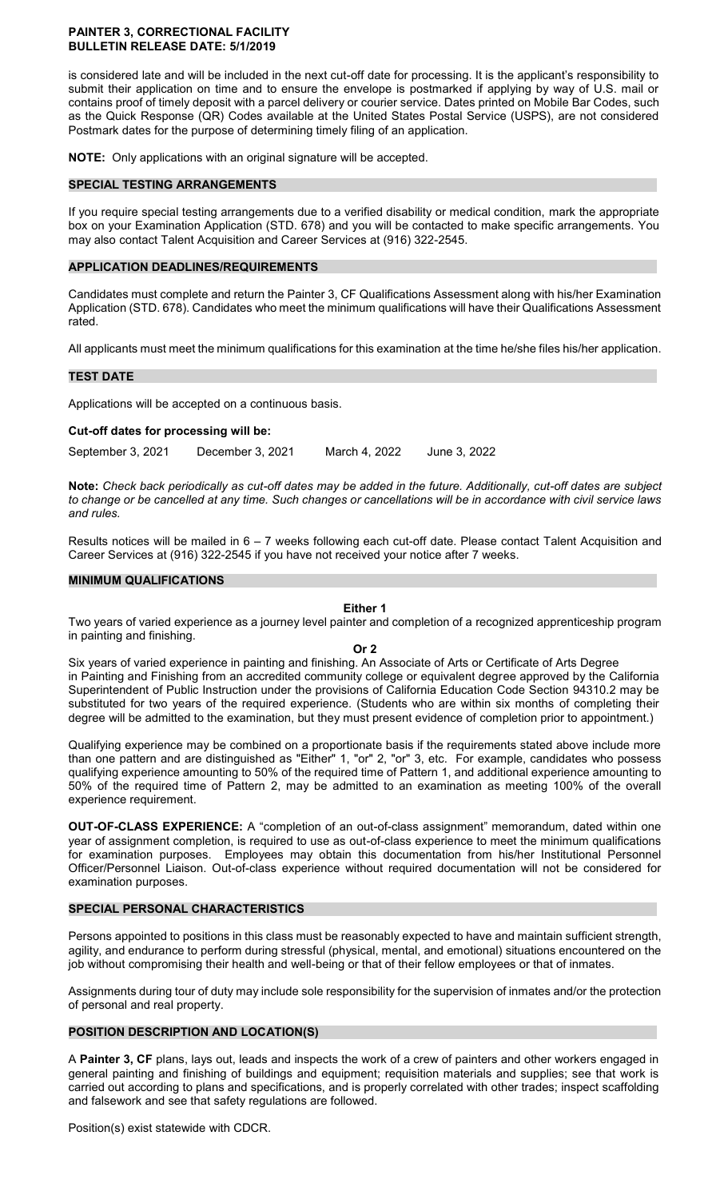is considered late and will be included in the next cut-off date for processing. It is the applicant's responsibility to submit their application on time and to ensure the envelope is postmarked if applying by way of U.S. mail or contains proof of timely deposit with a parcel delivery or courier service. Dates printed on Mobile Bar Codes, such as the Quick Response (QR) Codes available at the United States Postal Service (USPS), are not considered Postmark dates for the purpose of determining timely filing of an application.

**NOTE:** Only applications with an original signature will be accepted.

## SPECIAL TESTING ARRANGEMENTS

If you require special testing arrangements due to a verified disability or medical condition, mark the appropriate box on your Examination Application (STD. 678) and you will be contacted to make specific arrangements. You may also contact Talent Acquisition and Career Services at (916) 322-2545.

## APPLICATION DEADLINES/REQUIREMENTS

Candidates must complete and return the Painter 3, CF Qualifications Assessment along with his/her Examination Application (STD. 678). Candidates who meet the minimum qualifications will have their Qualifications Assessment rated.

All applicants must meet the minimum qualifications for this examination at the time he/she files his/her application.

## TEST DATE

Applications will be accepted on a continuous basis.

**Cut-off dates for processing will be:**

September 3, 2021 December 3, 2021 March 4, 2022 June 3, 2022

**Note:** *Check back periodically as cut-off dates may be added in the future. Additionally, cut-off dates are subject to change or be cancelled at any time. Such changes or cancellations will be in accordance with civil service laws and rules.*

Results notices will be mailed in 6 – 7 weeks following each cut-off date. Please contact Talent Acquisition and Career Services at (916) 322-2545 if you have not received your notice after 7 weeks.

## MINIMUM QUALIFICATIONS

**Either 1**

Two years of varied experience as a journey level painter and completion of a recognized apprenticeship program in painting and finishing.

**Or 2**

Six years of varied experience in painting and finishing. An Associate of Arts or Certificate of Arts Degree in Painting and Finishing from an accredited community college or equivalent degree approved by the California Superintendent of Public Instruction under the provisions of California Education Code Section 94310.2 may be substituted for two years of the required experience. (Students who are within six months of completing their degree will be admitted to the examination, but they must present evidence of completion prior to appointment.)

Qualifying experience may be combined on a proportionate basis if the requirements stated above include more than one pattern and are distinguished as "Either" 1, "or" 2, "or" 3, etc. For example, candidates who possess qualifying experience amounting to 50% of the required time of Pattern 1, and additional experience amounting to 50% of the required time of Pattern 2, may be admitted to an examination as meeting 100% of the overall experience requirement.

**OUT-OF-CLASS EXPERIENCE:** A "completion of an out-of-class assignment" memorandum, dated within one year of assignment completion, is required to use as out-of-class experience to meet the minimum qualifications for examination purposes. Employees may obtain this documentation from his/her Institutional Personnel Officer/Personnel Liaison. Out-of-class experience without required documentation will not be considered for examination purposes.

## SPECIAL PERSONAL CHARACTERISTICS

Persons appointed to positions in this class must be reasonably expected to have and maintain sufficient strength, agility, and endurance to perform during stressful (physical, mental, and emotional) situations encountered on the job without compromising their health and well-being or that of their fellow employees or that of inmates.

Assignments during tour of duty may include sole responsibility for the supervision of inmates and/or the protection of personal and real property.

## POSITION DESCRIPTION AND LOCATION(S)

A **Painter 3, CF** plans, lays out, leads and inspects the work of a crew of painters and other workers engaged in general painting and finishing of buildings and equipment; requisition materials and supplies; see that work is carried out according to plans and specifications, and is properly correlated with other trades; inspect scaffolding and falsework and see that safety regulations are followed.

Position(s) exist statewide with CDCR.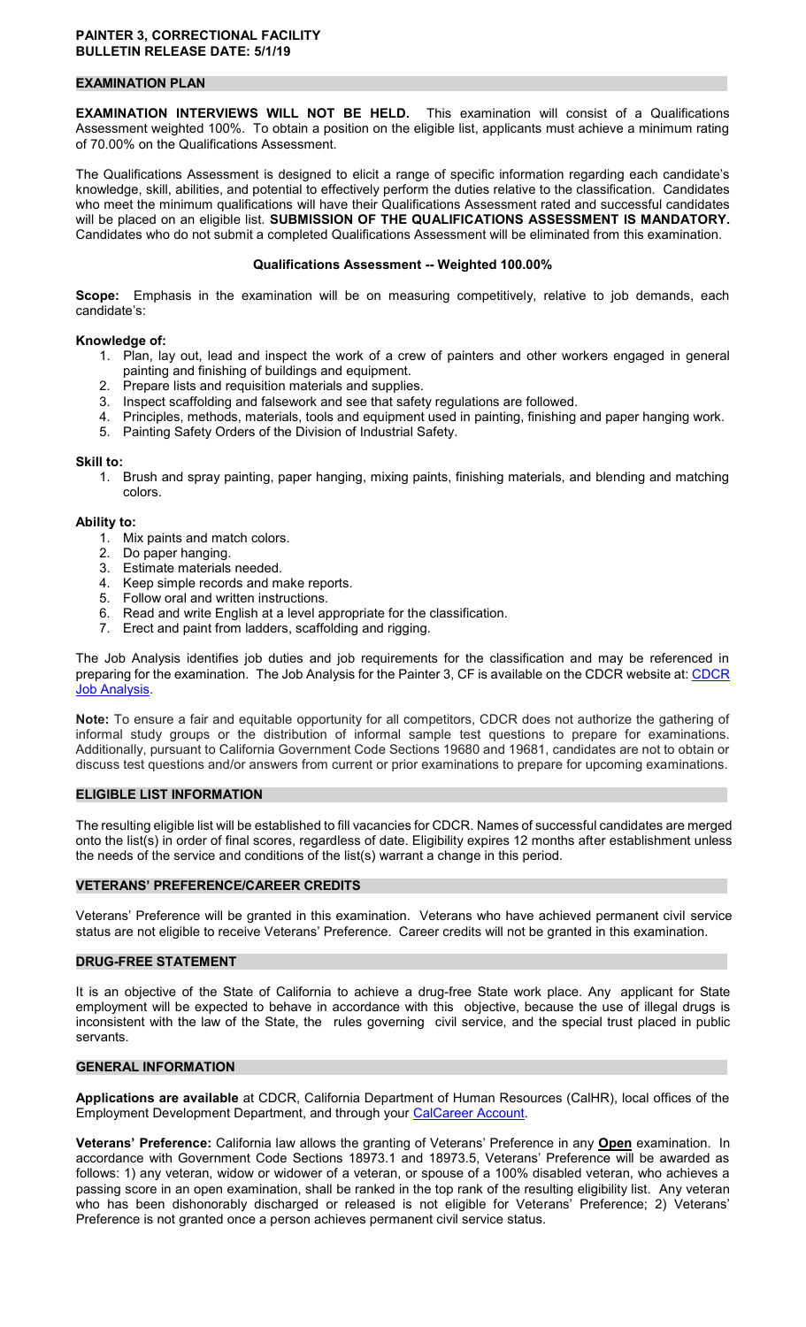**PAINTER 3, CORRECTIONAL FACILITY**
**BULLETIN RELEASE DATE: 5/1/19**

## EXAMINATION PLAN

**EXAMINATION INTERVIEWS WILL NOT BE HELD.** This examination will consist of a Qualifications Assessment weighted 100%. To obtain a position on the eligible list, applicants must achieve a minimum rating of 70.00% on the Qualifications Assessment.

The Qualifications Assessment is designed to elicit a range of specific information regarding each candidate's knowledge, skill, abilities, and potential to effectively perform the duties relative to the classification. Candidates who meet the minimum qualifications will have their Qualifications Assessment rated and successful candidates will be placed on an eligible list. **SUBMISSION OF THE QUALIFICATIONS ASSESSMENT IS MANDATORY.** Candidates who do not submit a completed Qualifications Assessment will be eliminated from this examination.

### Qualifications Assessment -- Weighted 100.00%

**Scope:** Emphasis in the examination will be on measuring competitively, relative to job demands, each candidate's:

**Knowledge of:**

1. Plan, lay out, lead and inspect the work of a crew of painters and other workers engaged in general painting and finishing of buildings and equipment.
2. Prepare lists and requisition materials and supplies.
3. Inspect scaffolding and falsework and see that safety regulations are followed.
4. Principles, methods, materials, tools and equipment used in painting, finishing and paper hanging work.
5. Painting Safety Orders of the Division of Industrial Safety.

**Skill to:**

1. Brush and spray painting, paper hanging, mixing paints, finishing materials, and blending and matching colors.

**Ability to:**

1. Mix paints and match colors.
2. Do paper hanging.
3. Estimate materials needed.
4. Keep simple records and make reports.
5. Follow oral and written instructions.
6. Read and write English at a level appropriate for the classification.
7. Erect and paint from ladders, scaffolding and rigging.

The Job Analysis identifies job duties and job requirements for the classification and may be referenced in preparing for the examination. The Job Analysis for the Painter 3, CF is available on the CDCR website at: CDCR Job Analysis.

**Note:** To ensure a fair and equitable opportunity for all competitors, CDCR does not authorize the gathering of informal study groups or the distribution of informal sample test questions to prepare for examinations. Additionally, pursuant to California Government Code Sections 19680 and 19681, candidates are not to obtain or discuss test questions and/or answers from current or prior examinations to prepare for upcoming examinations.

## ELIGIBLE LIST INFORMATION

The resulting eligible list will be established to fill vacancies for CDCR. Names of successful candidates are merged onto the list(s) in order of final scores, regardless of date. Eligibility expires 12 months after establishment unless the needs of the service and conditions of the list(s) warrant a change in this period.

## VETERANS' PREFERENCE/CAREER CREDITS

Veterans' Preference will be granted in this examination. Veterans who have achieved permanent civil service status are not eligible to receive Veterans' Preference. Career credits will not be granted in this examination.

## DRUG-FREE STATEMENT

It is an objective of the State of California to achieve a drug-free State work place. Any applicant for State employment will be expected to behave in accordance with this objective, because the use of illegal drugs is inconsistent with the law of the State, the rules governing civil service, and the special trust placed in public servants.

## GENERAL INFORMATION

**Applications are available** at CDCR, California Department of Human Resources (CalHR), local offices of the Employment Development Department, and through your CalCareer Account.

**Veterans' Preference:** California law allows the granting of Veterans' Preference in any **Open** examination. In accordance with Government Code Sections 18973.1 and 18973.5, Veterans' Preference will be awarded as follows: 1) any veteran, widow or widower of a veteran, or spouse of a 100% disabled veteran, who achieves a passing score in an open examination, shall be ranked in the top rank of the resulting eligibility list. Any veteran who has been dishonorably discharged or released is not eligible for Veterans' Preference; 2) Veterans' Preference is not granted once a person achieves permanent civil service status.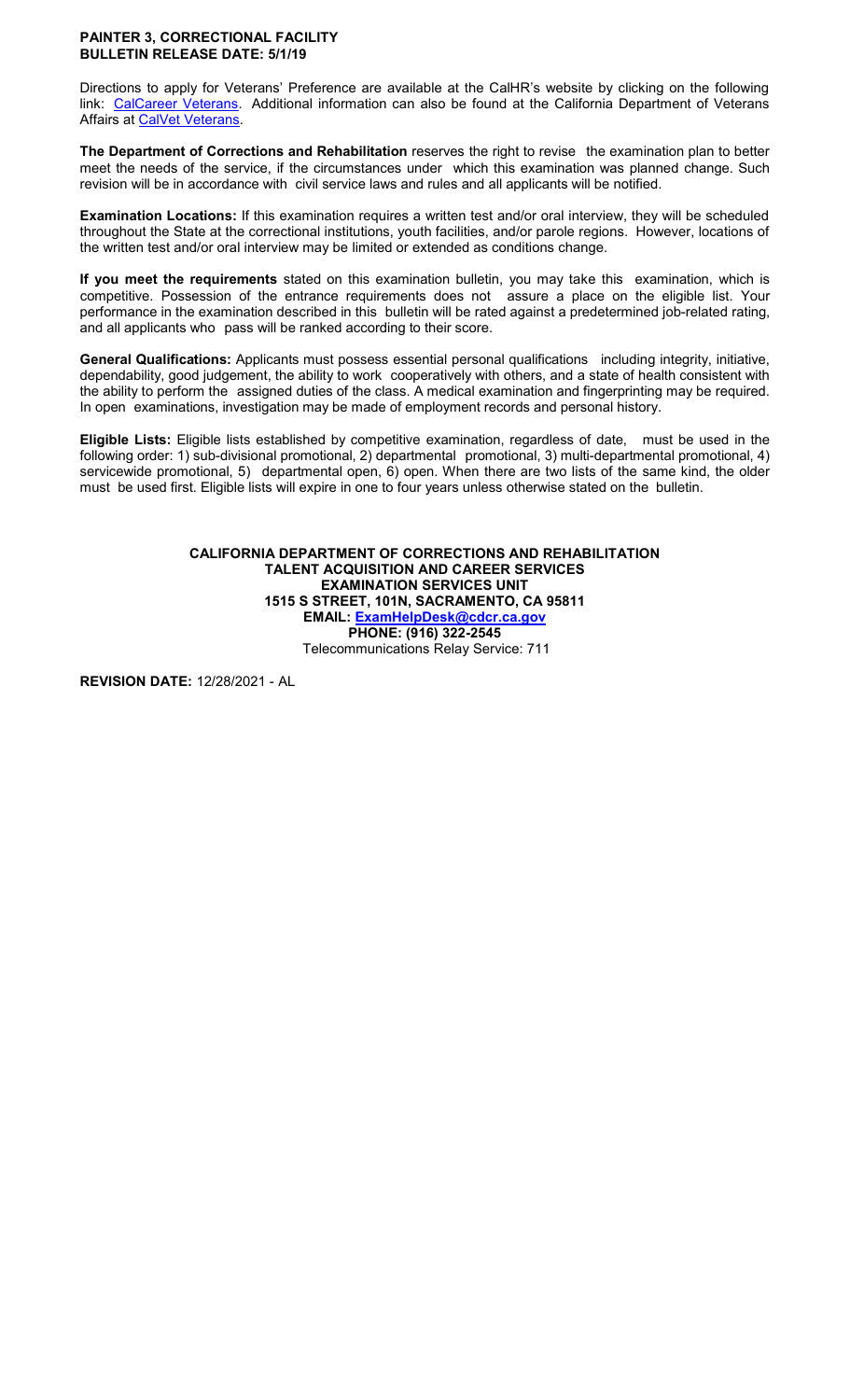**PAINTER 3, CORRECTIONAL FACILITY**
**BULLETIN RELEASE DATE: 5/1/19**

Directions to apply for Veterans' Preference are available at the CalHR's website by clicking on the following link: CalCareer Veterans. Additional information can also be found at the California Department of Veterans Affairs at CalVet Veterans.

**The Department of Corrections and Rehabilitation** reserves the right to revise the examination plan to better meet the needs of the service, if the circumstances under which this examination was planned change. Such revision will be in accordance with civil service laws and rules and all applicants will be notified.

**Examination Locations:** If this examination requires a written test and/or oral interview, they will be scheduled throughout the State at the correctional institutions, youth facilities, and/or parole regions. However, locations of the written test and/or oral interview may be limited or extended as conditions change.

**If you meet the requirements** stated on this examination bulletin, you may take this examination, which is competitive. Possession of the entrance requirements does not assure a place on the eligible list. Your performance in the examination described in this bulletin will be rated against a predetermined job-related rating, and all applicants who pass will be ranked according to their score.

**General Qualifications:** Applicants must possess essential personal qualifications including integrity, initiative, dependability, good judgement, the ability to work cooperatively with others, and a state of health consistent with the ability to perform the assigned duties of the class. A medical examination and fingerprinting may be required. In open examinations, investigation may be made of employment records and personal history.

**Eligible Lists:** Eligible lists established by competitive examination, regardless of date, must be used in the following order: 1) sub-divisional promotional, 2) departmental promotional, 3) multi-departmental promotional, 4) servicewide promotional, 5) departmental open, 6) open. When there are two lists of the same kind, the older must be used first. Eligible lists will expire in one to four years unless otherwise stated on the bulletin.

**CALIFORNIA DEPARTMENT OF CORRECTIONS AND REHABILITATION**
**TALENT ACQUISITION AND CAREER SERVICES**
**EXAMINATION SERVICES UNIT**
**1515 S STREET, 101N, SACRAMENTO, CA 95811**
**EMAIL: ExamHelpDesk@cdcr.ca.gov**
**PHONE: (916) 322-2545**
Telecommunications Relay Service: 711

**REVISION DATE:** 12/28/2021 - AL